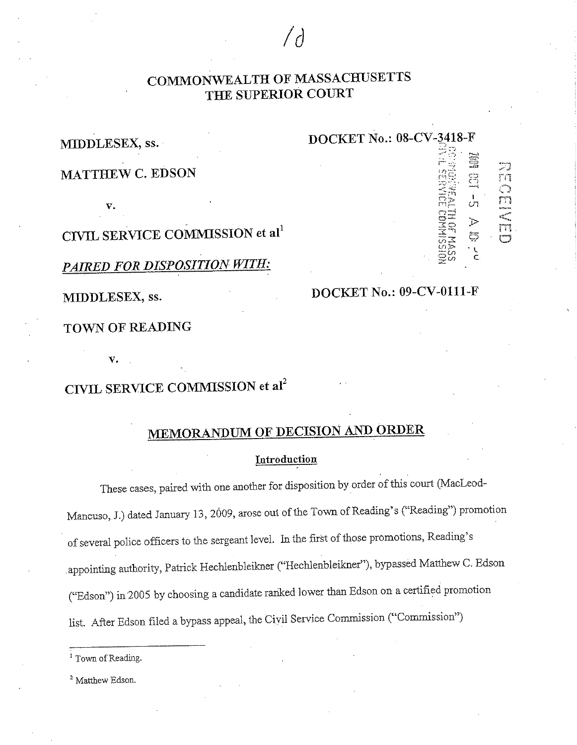# COMMONWEALTH OF MASSACHUSETTS
# THE SUPERIOR COURT

MIDDLESEX, ss. DOCKET No.: 08-CV-3418-F

MATTHEW C. EDSON

v.

CIVIL SERVICE COMMISSION et al[1]

*PAIRED FOR DISPOSITION WITH:*

MIDDLESEX, ss. DOCKET No.: 09-CV-0111-F

TOWN OF READING

v.

CIVIL SERVICE COMMISSION et al[2]

## MEMORANDUM OF DECISION AND ORDER

### Introduction

These cases, paired with one another for disposition by order of this court (MacLeod-Mancuso, J.) dated January 13, 2009, arose out of the Town of Reading's ("Reading") promotion of several police officers to the sergeant level. In the first of those promotions, Reading's appointing authority, Patrick Hechlenbleikner ("Hechlenbleikner"), bypassed Matthew C. Edson ("Edson") in 2005 by choosing a candidate ranked lower than Edson on a certified promotion list. After Edson filed a bypass appeal, the Civil Service Commission ("Commission")

---

[1] Town of Reading.

[2] Matthew Edson.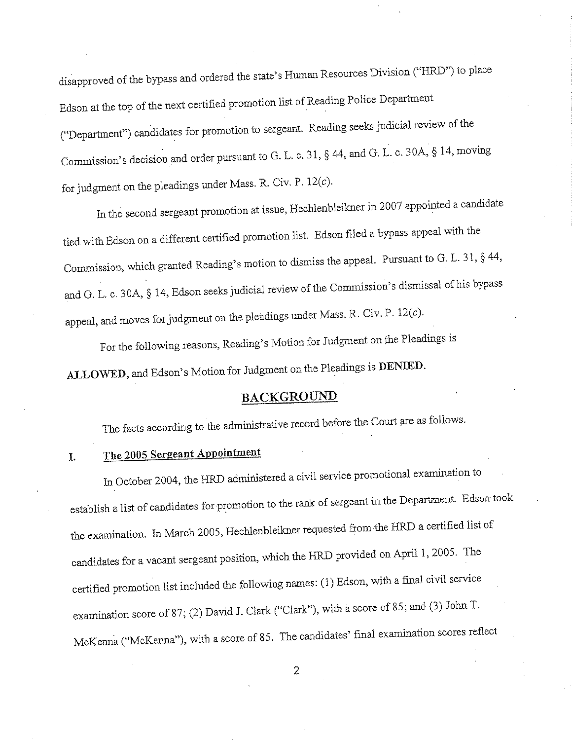disapproved of the bypass and ordered the state's Human Resources Division ("HRD") to place Edson at the top of the next certified promotion list of Reading Police Department ("Department") candidates for promotion to sergeant. Reading seeks judicial review of the Commission's decision and order pursuant to G. L. c. 31, § 44, and G. L. c. 30A, § 14, moving for judgment on the pleadings under Mass. R. Civ. P. 12(*c*).

In the second sergeant promotion at issue, Hechlenbleikner in 2007 appointed a candidate tied with Edson on a different certified promotion list. Edson filed a bypass appeal with the Commission, which granted Reading's motion to dismiss the appeal. Pursuant to G. L. 31, § 44, and G. L. c. 30A, § 14, Edson seeks judicial review of the Commission's dismissal of his bypass appeal, and moves for judgment on the pleadings under Mass. R. Civ. P. 12(*c*).

For the following reasons, Reading's Motion for Judgment on the Pleadings is **ALLOWED**, and Edson's Motion for Judgment on the Pleadings is **DENIED**.

## BACKGROUND

The facts according to the administrative record before the Court are as follows.

### I. The 2005 Sergeant Appointment

In October 2004, the HRD administered a civil service promotional examination to establish a list of candidates for promotion to the rank of sergeant in the Department. Edson took the examination. In March 2005, Hechlenbleikner requested from the HRD a certified list of candidates for a vacant sergeant position, which the HRD provided on April 1, 2005. The certified promotion list included the following names: (1) Edson, with a final civil service examination score of 87; (2) David J. Clark ("Clark"), with a score of 85; and (3) John T. McKenna ("McKenna"), with a score of 85. The candidates' final examination scores reflect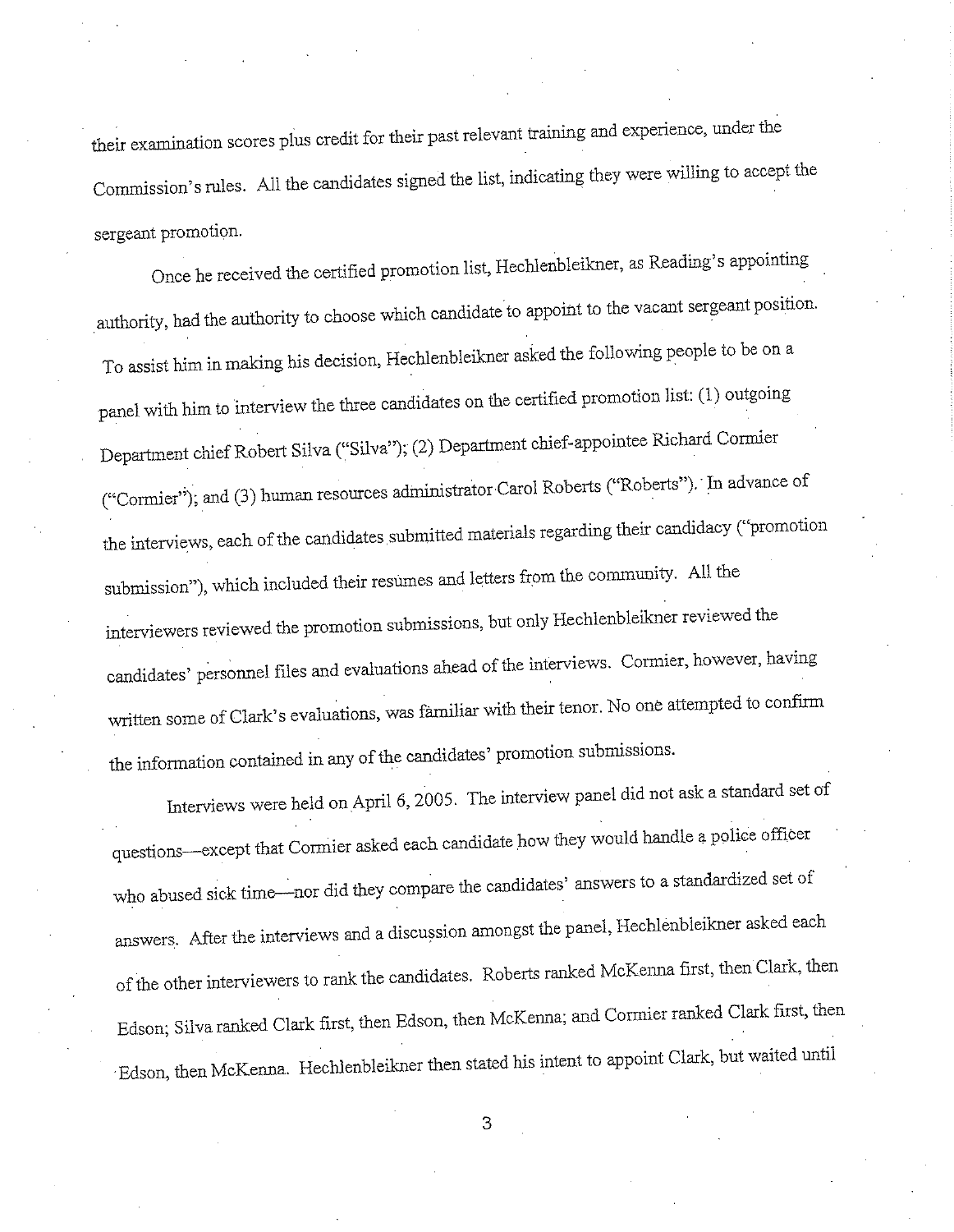their examination scores plus credit for their past relevant training and experience, under the Commission's rules. All the candidates signed the list, indicating they were willing to accept the sergeant promotion.

Once he received the certified promotion list, Hechlenbleikner, as Reading's appointing authority, had the authority to choose which candidate to appoint to the vacant sergeant position. To assist him in making his decision, Hechlenbleikner asked the following people to be on a panel with him to interview the three candidates on the certified promotion list: (1) outgoing Department chief Robert Silva ("Silva"); (2) Department chief-appointee Richard Cormier ("Cormier"); and (3) human resources administrator Carol Roberts ("Roberts"). In advance of the interviews, each of the candidates submitted materials regarding their candidacy ("promotion submission"), which included their resumes and letters from the community. All the interviewers reviewed the promotion submissions, but only Hechlenbleikner reviewed the candidates' personnel files and evaluations ahead of the interviews. Cormier, however, having written some of Clark's evaluations, was familiar with their tenor. No one attempted to confirm the information contained in any of the candidates' promotion submissions.

Interviews were held on April 6, 2005. The interview panel did not ask a standard set of questions—except that Cormier asked each candidate how they would handle a police officer who abused sick time—nor did they compare the candidates' answers to a standardized set of answers. After the interviews and a discussion amongst the panel, Hechlenbleikner asked each of the other interviewers to rank the candidates. Roberts ranked McKenna first, then Clark, then Edson; Silva ranked Clark first, then Edson, then McKenna; and Cormier ranked Clark first, then Edson, then McKenna. Hechlenbleikner then stated his intent to appoint Clark, but waited until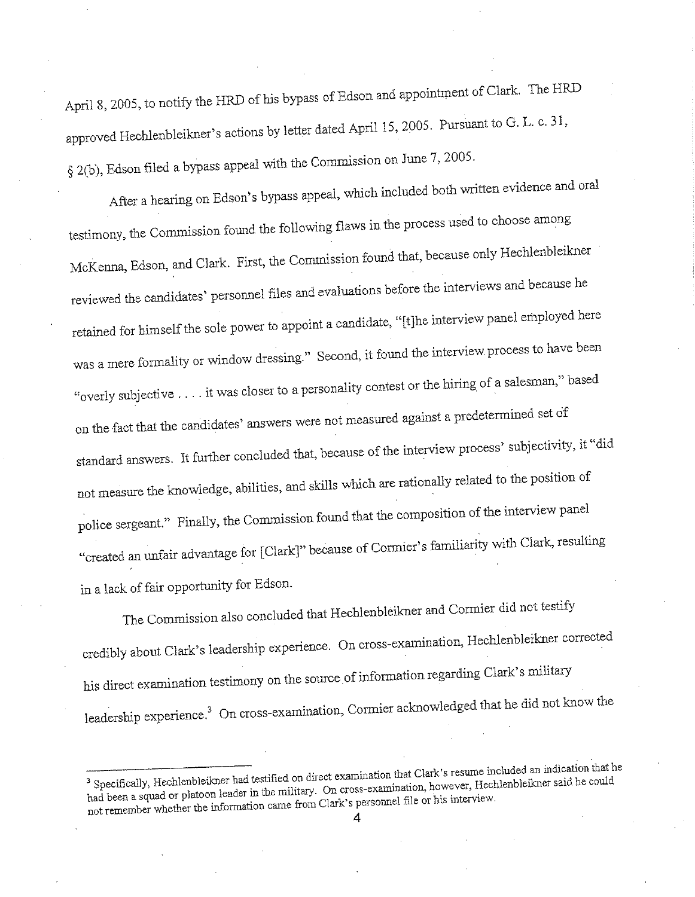April 8, 2005, to notify the HRD of his bypass of Edson and appointment of Clark. The HRD approved Hechlenbleikner's actions by letter dated April 15, 2005. Pursuant to G. L. c. 31, § 2(b), Edson filed a bypass appeal with the Commission on June 7, 2005.

After a hearing on Edson's bypass appeal, which included both written evidence and oral testimony, the Commission found the following flaws in the process used to choose among McKenna, Edson, and Clark. First, the Commission found that, because only Hechlenbleikner reviewed the candidates' personnel files and evaluations before the interviews and because he retained for himself the sole power to appoint a candidate, "[t]he interview panel employed here was a mere formality or window dressing." Second, it found the interview process to have been "overly subjective . . . . it was closer to a personality contest or the hiring of a salesman," based on the fact that the candidates' answers were not measured against a predetermined set of standard answers. It further concluded that, because of the interview process' subjectivity, it "did not measure the knowledge, abilities, and skills which are rationally related to the position of police sergeant." Finally, the Commission found that the composition of the interview panel "created an unfair advantage for [Clark]" because of Cormier's familiarity with Clark, resulting in a lack of fair opportunity for Edson.

The Commission also concluded that Hechlenbleikner and Cormier did not testify credibly about Clark's leadership experience. On cross-examination, Hechlenbleikner corrected his direct examination testimony on the source of information regarding Clark's military leadership experience.[3] On cross-examination, Cormier acknowledged that he did not know the

---

[3] Specifically, Hechlenbleikner had testified on direct examination that Clark's resume included an indication that he had been a squad or platoon leader in the military. On cross-examination, however, Hechlenbleikner said he could not remember whether the information came from Clark's personnel file or his interview.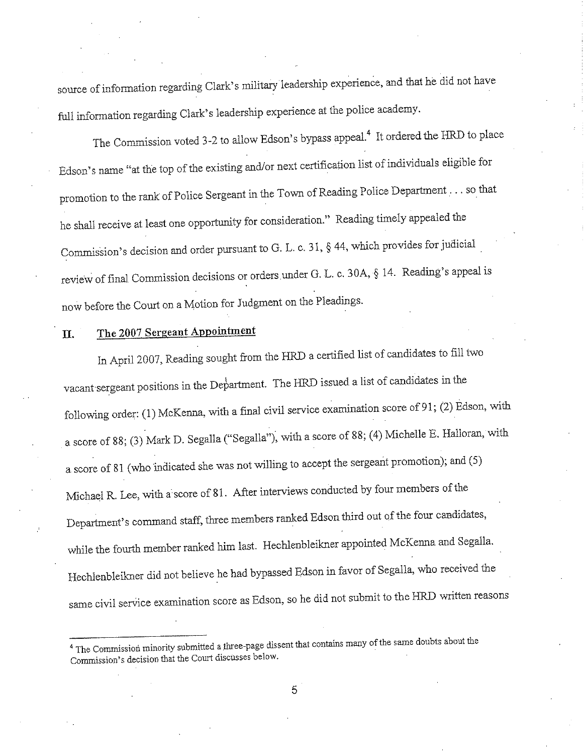source of information regarding Clark's military leadership experience, and that he did not have full information regarding Clark's leadership experience at the police academy.

The Commission voted 3-2 to allow Edson's bypass appeal.[4] It ordered the HRD to place Edson's name "at the top of the existing and/or next certification list of individuals eligible for promotion to the rank of Police Sergeant in the Town of Reading Police Department . . . so that he shall receive at least one opportunity for consideration." Reading timely appealed the Commission's decision and order pursuant to G. L. c. 31, § 44, which provides for judicial review of final Commission decisions or orders under G. L. c. 30A, § 14. Reading's appeal is now before the Court on a Motion for Judgment on the Pleadings.

## II. The 2007 Sergeant Appointment

In April 2007, Reading sought from the HRD a certified list of candidates to fill two vacant sergeant positions in the Department. The HRD issued a list of candidates in the following order: (1) McKenna, with a final civil service examination score of 91; (2) Edson, with a score of 88; (3) Mark D. Segalla ("Segalla"), with a score of 88; (4) Michelle E. Halloran, with a score of 81 (who indicated she was not willing to accept the sergeant promotion); and (5) Michael R. Lee, with a score of 81. After interviews conducted by four members of the Department's command staff, three members ranked Edson third out of the four candidates, while the fourth member ranked him last. Hechlenbleikner appointed McKenna and Segalla. Hechlenbleikner did not believe he had bypassed Edson in favor of Segalla, who received the same civil service examination score as Edson, so he did not submit to the HRD written reasons

---

[4] The Commission minority submitted a three-page dissent that contains many of the same doubts about the Commission's decision that the Court discusses below.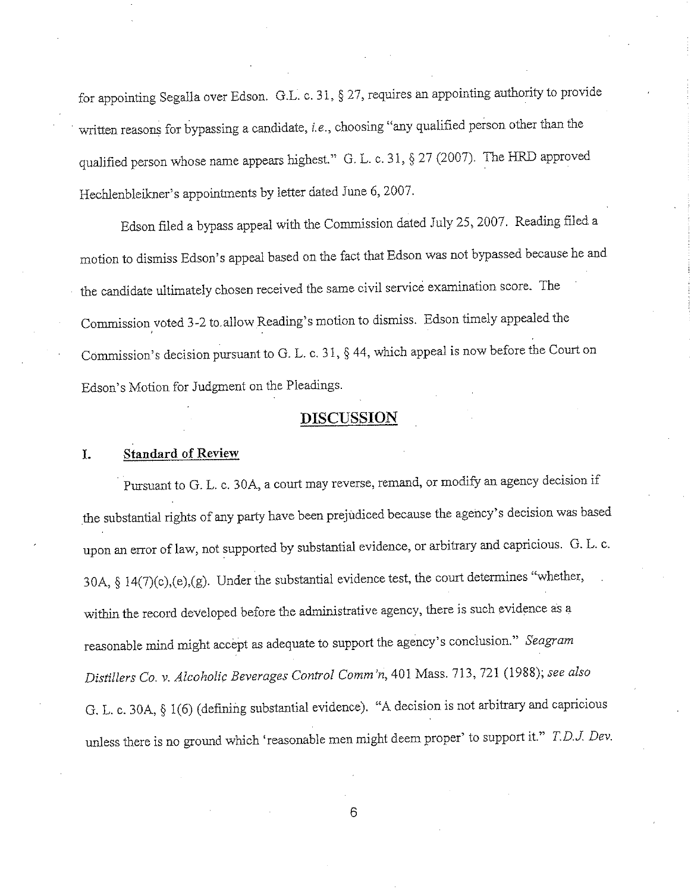for appointing Segalla over Edson. G.L. c. 31, § 27, requires an appointing authority to provide written reasons for bypassing a candidate, *i.e.*, choosing "any qualified person other than the qualified person whose name appears highest." G. L. c. 31, § 27 (2007). The HRD approved Hechlenbleikner's appointments by letter dated June 6, 2007.

Edson filed a bypass appeal with the Commission dated July 25, 2007. Reading filed a motion to dismiss Edson's appeal based on the fact that Edson was not bypassed because he and the candidate ultimately chosen received the same civil service examination score. The Commission voted 3-2 to allow Reading's motion to dismiss. Edson timely appealed the Commission's decision pursuant to G. L. c. 31, § 44, which appeal is now before the Court on Edson's Motion for Judgment on the Pleadings.

## DISCUSSION

### I. Standard of Review

Pursuant to G. L. c. 30A, a court may reverse, remand, or modify an agency decision if the substantial rights of any party have been prejudiced because the agency's decision was based upon an error of law, not supported by substantial evidence, or arbitrary and capricious. G. L. c. 30A, § 14(7)(c),(e),(g). Under the substantial evidence test, the court determines "whether, within the record developed before the administrative agency, there is such evidence as a reasonable mind might accept as adequate to support the agency's conclusion." *Seagram Distillers Co. v. Alcoholic Beverages Control Comm'n*, 401 Mass. 713, 721 (1988); *see also* G. L. c. 30A, § 1(6) (defining substantial evidence). "A decision is not arbitrary and capricious unless there is no ground which 'reasonable men might deem proper' to support it." *T.D.J. Dev.*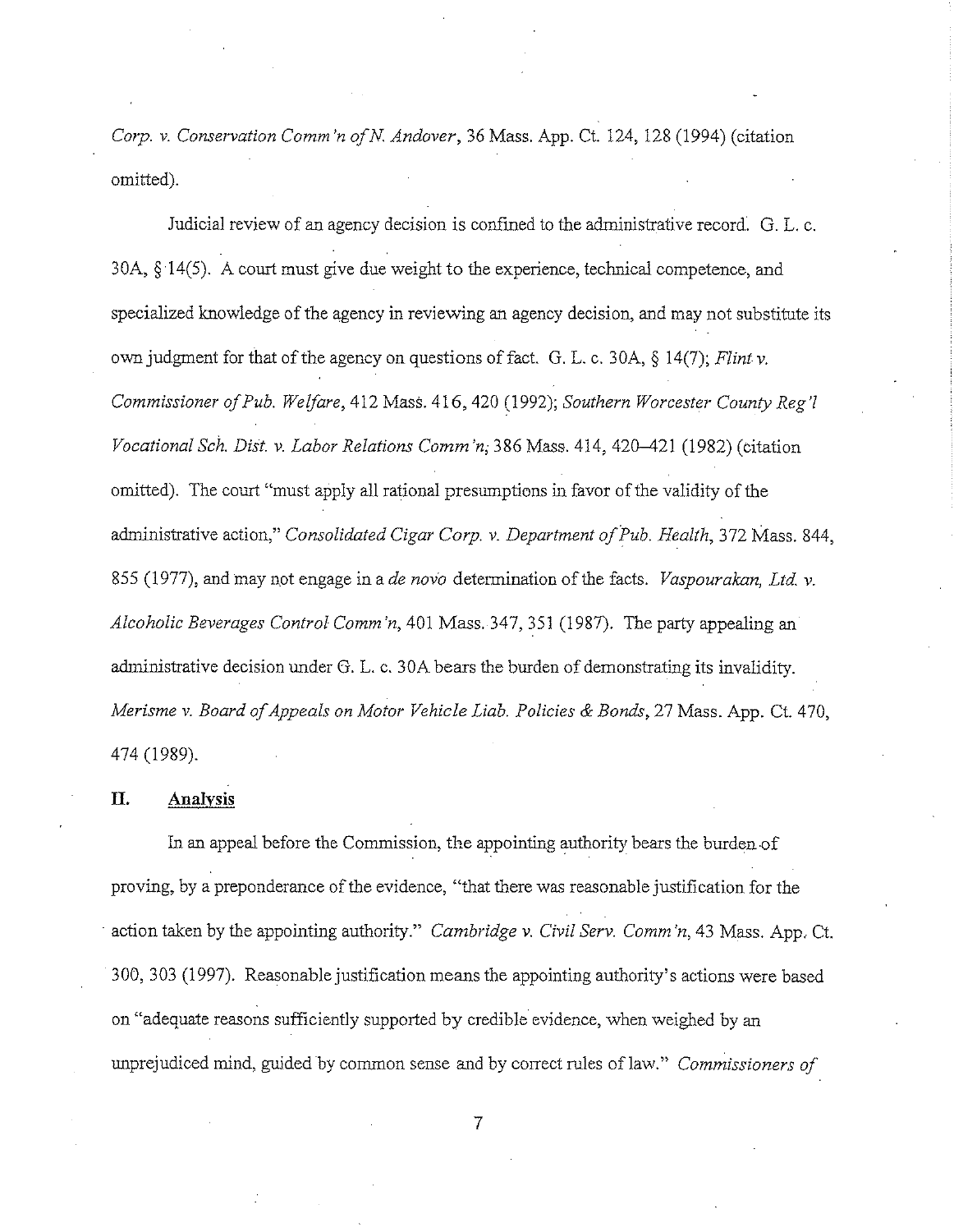*Corp. v. Conservation Comm'n of N. Andover*, 36 Mass. App. Ct. 124, 128 (1994) (citation omitted).

Judicial review of an agency decision is confined to the administrative record. G. L. c. 30A, § 14(5). A court must give due weight to the experience, technical competence, and specialized knowledge of the agency in reviewing an agency decision, and may not substitute its own judgment for that of the agency on questions of fact. G. L. c. 30A, § 14(7); *Flint v. Commissioner of Pub. Welfare*, 412 Mass. 416, 420 (1992); *Southern Worcester County Reg'l Vocational Sch. Dist. v. Labor Relations Comm'n*, 386 Mass. 414, 420–421 (1982) (citation omitted). The court "must apply all rational presumptions in favor of the validity of the administrative action," *Consolidated Cigar Corp. v. Department of Pub. Health*, 372 Mass. 844, 855 (1977), and may not engage in a *de novo* determination of the facts. *Vaspourakan, Ltd. v. Alcoholic Beverages Control Comm'n*, 401 Mass. 347, 351 (1987). The party appealing an administrative decision under G. L. c. 30A bears the burden of demonstrating its invalidity. *Merisme v. Board of Appeals on Motor Vehicle Liab. Policies & Bonds*, 27 Mass. App. Ct. 470, 474 (1989).

## II. Analysis

In an appeal before the Commission, the appointing authority bears the burden of proving, by a preponderance of the evidence, "that there was reasonable justification for the action taken by the appointing authority." *Cambridge v. Civil Serv. Comm'n*, 43 Mass. App. Ct. 300, 303 (1997). Reasonable justification means the appointing authority's actions were based on "adequate reasons sufficiently supported by credible evidence, when weighed by an unprejudiced mind, guided by common sense and by correct rules of law." *Commissioners of*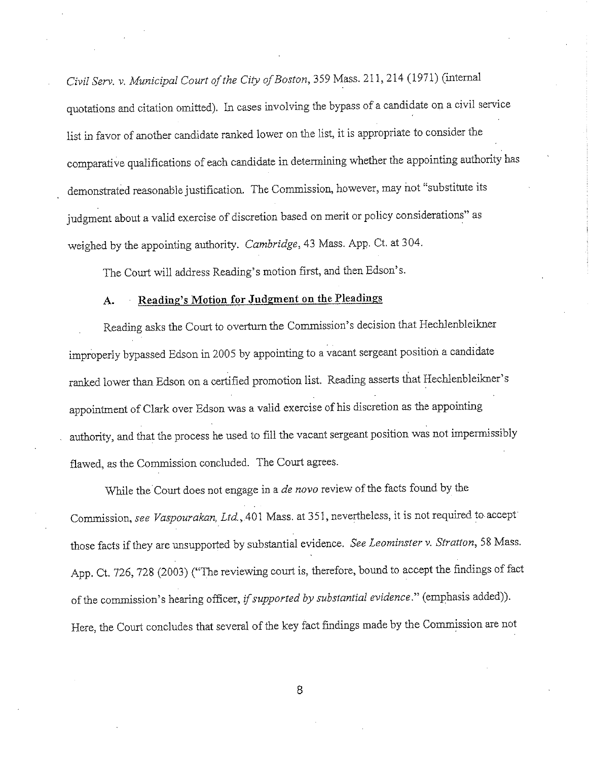*Civil Serv. v. Municipal Court of the City of Boston*, 359 Mass. 211, 214 (1971) (internal quotations and citation omitted). In cases involving the bypass of a candidate on a civil service list in favor of another candidate ranked lower on the list, it is appropriate to consider the comparative qualifications of each candidate in determining whether the appointing authority has demonstrated reasonable justification. The Commission, however, may not "substitute its judgment about a valid exercise of discretion based on merit or policy considerations" as weighed by the appointing authority. *Cambridge*, 43 Mass. App. Ct. at 304.

The Court will address Reading's motion first, and then Edson's.

### A. Reading's Motion for Judgment on the Pleadings

Reading asks the Court to overturn the Commission's decision that Hechlenbleikner improperly bypassed Edson in 2005 by appointing to a vacant sergeant position a candidate ranked lower than Edson on a certified promotion list. Reading asserts that Hechlenbleikner's appointment of Clark over Edson was a valid exercise of his discretion as the appointing authority, and that the process he used to fill the vacant sergeant position was not impermissibly flawed, as the Commission concluded. The Court agrees.

While the Court does not engage in a *de novo* review of the facts found by the Commission, *see Vaspourakan, Ltd.*, 401 Mass. at 351, nevertheless, it is not required to accept those facts if they are unsupported by substantial evidence. *See Leominster v. Stratton*, 58 Mass. App. Ct. 726, 728 (2003) ("The reviewing court is, therefore, bound to accept the findings of fact of the commission's hearing officer, *if supported by substantial evidence*." (emphasis added)). Here, the Court concludes that several of the key fact findings made by the Commission are not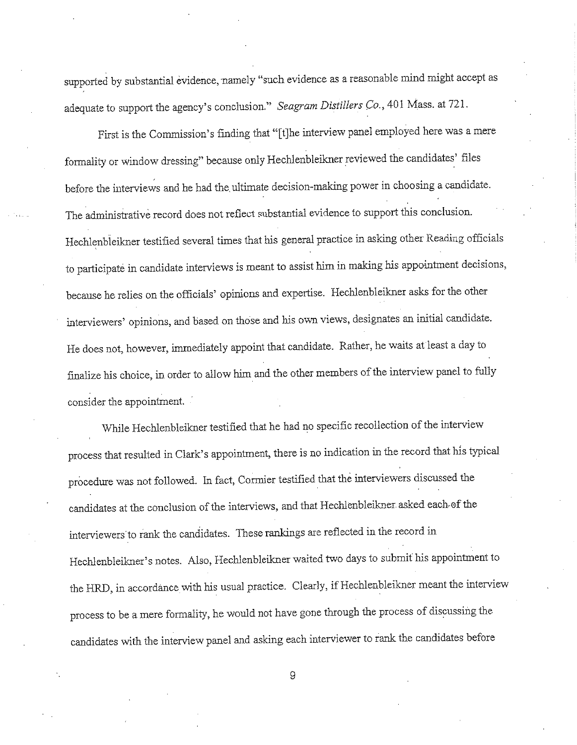supported by substantial evidence, namely "such evidence as a reasonable mind might accept as adequate to support the agency's conclusion." *Seagram Distillers Co.*, 401 Mass. at 721.

First is the Commission's finding that "[t]he interview panel employed here was a mere formality or window dressing" because only Hechlenbleikner reviewed the candidates' files before the interviews and he had the ultimate decision-making power in choosing a candidate. The administrative record does not reflect substantial evidence to support this conclusion. Hechlenbleikner testified several times that his general practice in asking other Reading officials to participate in candidate interviews is meant to assist him in making his appointment decisions, because he relies on the officials' opinions and expertise. Hechlenbleikner asks for the other interviewers' opinions, and based on those and his own views, designates an initial candidate. He does not, however, immediately appoint that candidate. Rather, he waits at least a day to finalize his choice, in order to allow him and the other members of the interview panel to fully consider the appointment.

While Hechlenbleikner testified that he had no specific recollection of the interview process that resulted in Clark's appointment, there is no indication in the record that his typical procedure was not followed. In fact, Cormier testified that the interviewers discussed the candidates at the conclusion of the interviews, and that Hechlenbleikner asked each of the interviewers to rank the candidates. These rankings are reflected in the record in Hechlenbleikner's notes. Also, Hechlenbleikner waited two days to submit his appointment to the HRD, in accordance with his usual practice. Clearly, if Hechlenbleikner meant the interview process to be a mere formality, he would not have gone through the process of discussing the candidates with the interview panel and asking each interviewer to rank the candidates before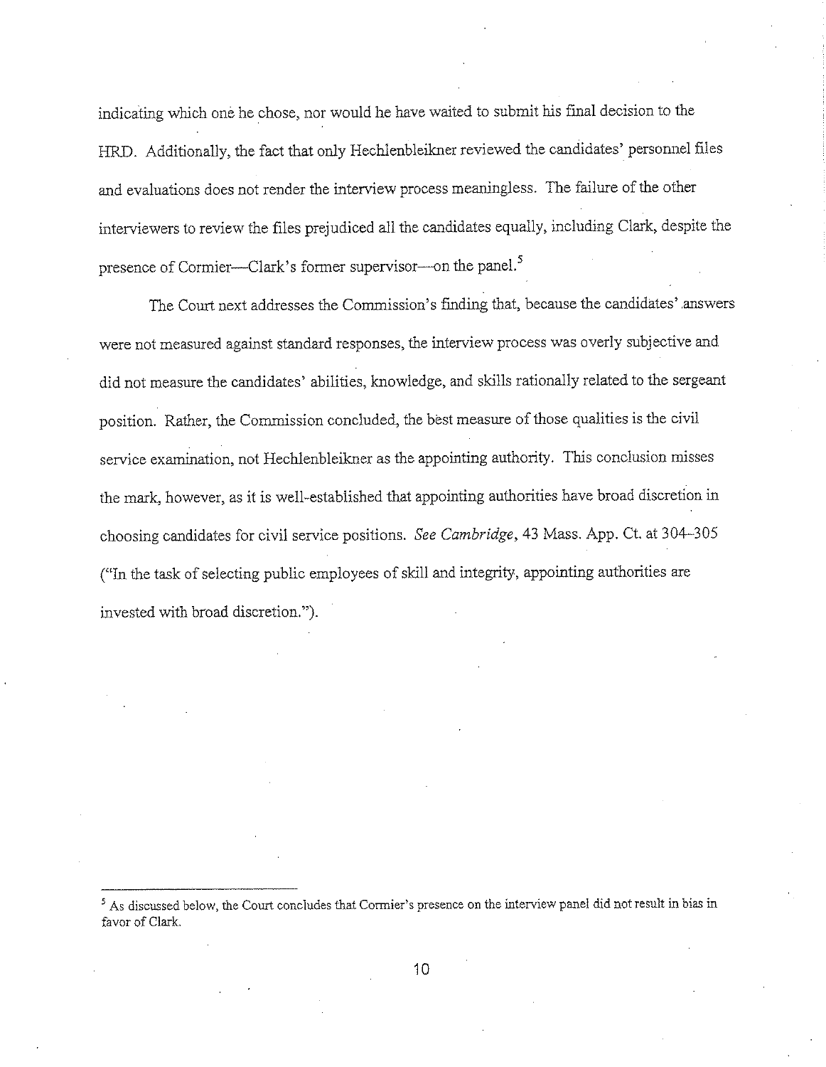indicating which one he chose, nor would he have waited to submit his final decision to the HRD. Additionally, the fact that only Hechlenbleikner reviewed the candidates' personnel files and evaluations does not render the interview process meaningless. The failure of the other interviewers to review the files prejudiced all the candidates equally, including Clark, despite the presence of Cormier—Clark's former supervisor—on the panel.[5]

The Court next addresses the Commission's finding that, because the candidates' answers were not measured against standard responses, the interview process was overly subjective and did not measure the candidates' abilities, knowledge, and skills rationally related to the sergeant position. Rather, the Commission concluded, the best measure of those qualities is the civil service examination, not Hechlenbleikner as the appointing authority. This conclusion misses the mark, however, as it is well-established that appointing authorities have broad discretion in choosing candidates for civil service positions. *See Cambridge*, 43 Mass. App. Ct. at 304–305 ("In the task of selecting public employees of skill and integrity, appointing authorities are invested with broad discretion.").

---

[5] As discussed below, the Court concludes that Cormier's presence on the interview panel did not result in bias in favor of Clark.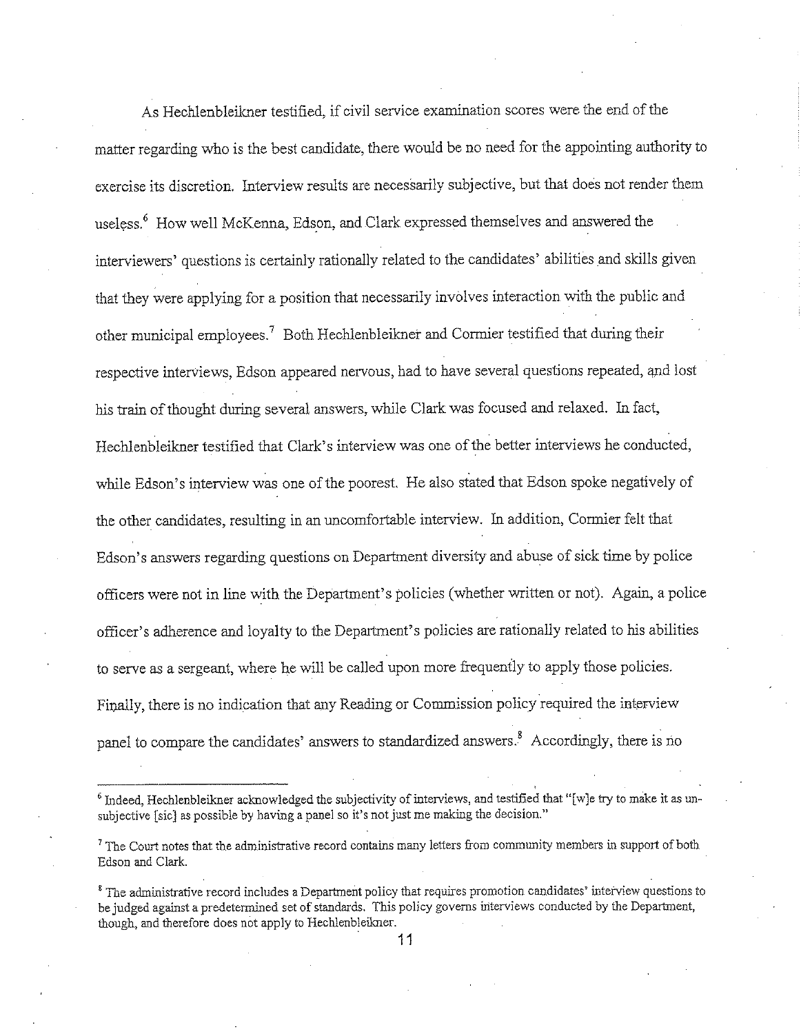As Hechlenbleikner testified, if civil service examination scores were the end of the matter regarding who is the best candidate, there would be no need for the appointing authority to exercise its discretion. Interview results are necessarily subjective, but that does not render them useless.[6] How well McKenna, Edson, and Clark expressed themselves and answered the interviewers' questions is certainly rationally related to the candidates' abilities and skills given that they were applying for a position that necessarily involves interaction with the public and other municipal employees.[7] Both Hechlenbleikner and Cormier testified that during their respective interviews, Edson appeared nervous, had to have several questions repeated, and lost his train of thought during several answers, while Clark was focused and relaxed. In fact, Hechlenbleikner testified that Clark's interview was one of the better interviews he conducted, while Edson's interview was one of the poorest. He also stated that Edson spoke negatively of the other candidates, resulting in an uncomfortable interview. In addition, Cormier felt that Edson's answers regarding questions on Department diversity and abuse of sick time by police officers were not in line with the Department's policies (whether written or not). Again, a police officer's adherence and loyalty to the Department's policies are rationally related to his abilities to serve as a sergeant, where he will be called upon more frequently to apply those policies. Finally, there is no indication that any Reading or Commission policy required the interview panel to compare the candidates' answers to standardized answers.[8] Accordingly, there is no

---

[6] Indeed, Hechlenbleikner acknowledged the subjectivity of interviews, and testified that "[w]e try to make it as un-subjective [sic] as possible by having a panel so it's not just me making the decision."

[7] The Court notes that the administrative record contains many letters from community members in support of both Edson and Clark.

[8] The administrative record includes a Department policy that requires promotion candidates' interview questions to be judged against a predetermined set of standards. This policy governs interviews conducted by the Department, though, and therefore does not apply to Hechlenbleikner.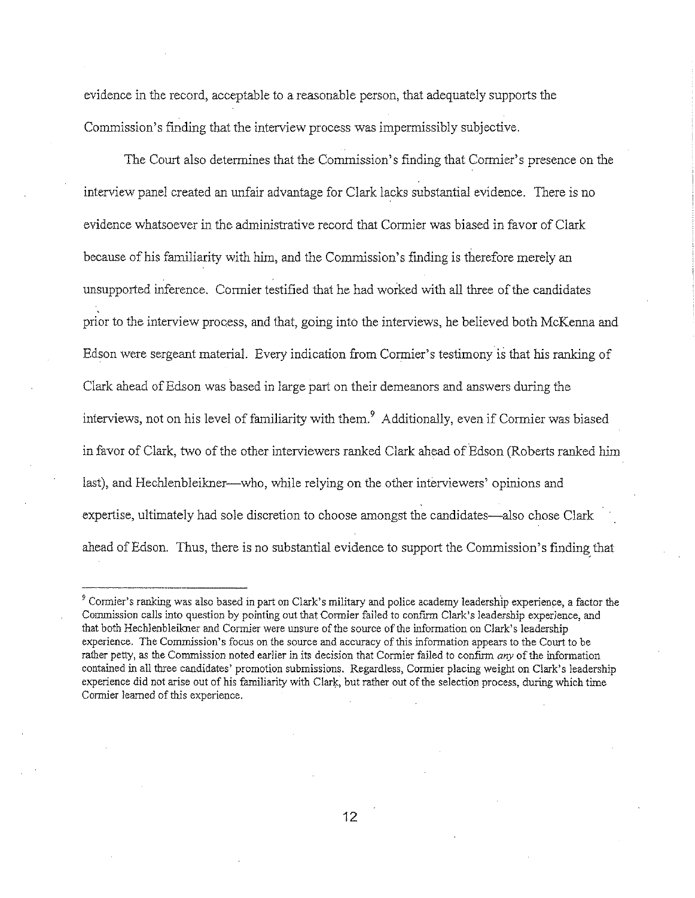evidence in the record, acceptable to a reasonable person, that adequately supports the Commission's finding that the interview process was impermissibly subjective.

The Court also determines that the Commission's finding that Cormier's presence on the interview panel created an unfair advantage for Clark lacks substantial evidence. There is no evidence whatsoever in the administrative record that Cormier was biased in favor of Clark because of his familiarity with him, and the Commission's finding is therefore merely an unsupported inference. Cormier testified that he had worked with all three of the candidates prior to the interview process, and that, going into the interviews, he believed both McKenna and Edson were sergeant material. Every indication from Cormier's testimony is that his ranking of Clark ahead of Edson was based in large part on their demeanors and answers during the interviews, not on his level of familiarity with them.[9] Additionally, even if Cormier was biased in favor of Clark, two of the other interviewers ranked Clark ahead of Edson (Roberts ranked him last), and Hechlenbleikner—who, while relying on the other interviewers' opinions and expertise, ultimately had sole discretion to choose amongst the candidates—also chose Clark ahead of Edson. Thus, there is no substantial evidence to support the Commission's finding that

[9] Cormier's ranking was also based in part on Clark's military and police academy leadership experience, a factor the Commission calls into question by pointing out that Cormier failed to confirm Clark's leadership experience, and that both Hechlenbleikner and Cormier were unsure of the source of the information on Clark's leadership experience. The Commission's focus on the source and accuracy of this information appears to the Court to be rather petty, as the Commission noted earlier in its decision that Cormier failed to confirm *any* of the information contained in all three candidates' promotion submissions. Regardless, Cormier placing weight on Clark's leadership experience did not arise out of his familiarity with Clark, but rather out of the selection process, during which time Cormier learned of this experience.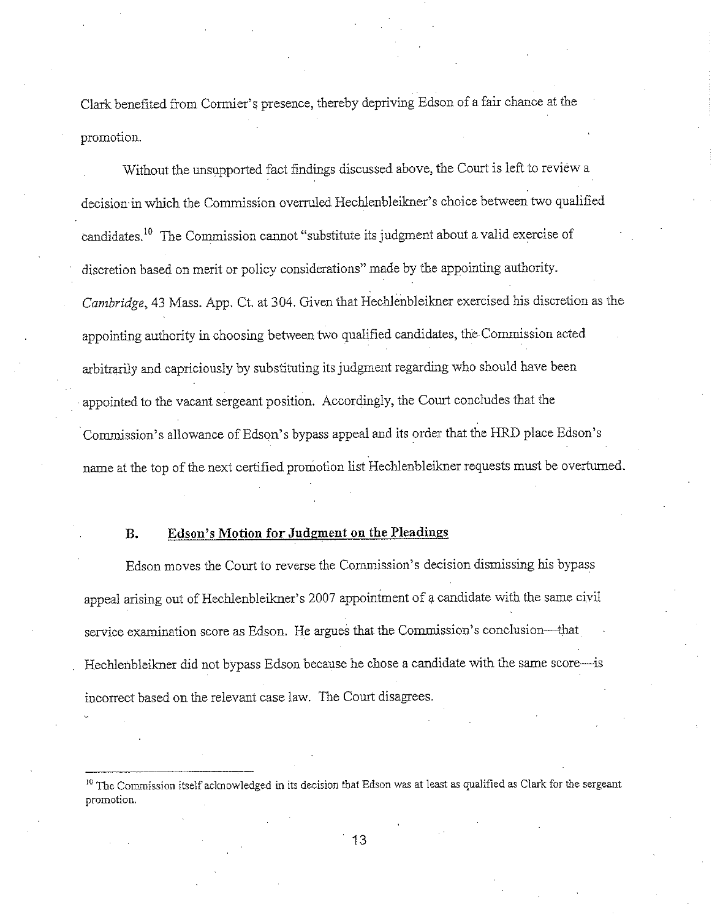Clark benefited from Cormier's presence, thereby depriving Edson of a fair chance at the promotion.

Without the unsupported fact findings discussed above, the Court is left to review a decision in which the Commission overruled Hechlenbleikner's choice between two qualified candidates.[10] The Commission cannot "substitute its judgment about a valid exercise of discretion based on merit or policy considerations" made by the appointing authority. *Cambridge*, 43 Mass. App. Ct. at 304. Given that Hechlenbleikner exercised his discretion as the appointing authority in choosing between two qualified candidates, the Commission acted arbitrarily and capriciously by substituting its judgment regarding who should have been appointed to the vacant sergeant position. Accordingly, the Court concludes that the Commission's allowance of Edson's bypass appeal and its order that the HRD place Edson's name at the top of the next certified promotion list Hechlenbleikner requests must be overturned.

### B. Edson's Motion for Judgment on the Pleadings

Edson moves the Court to reverse the Commission's decision dismissing his bypass appeal arising out of Hechlenbleikner's 2007 appointment of a candidate with the same civil service examination score as Edson. He argues that the Commission's conclusion—that Hechlenbleikner did not bypass Edson because he chose a candidate with the same score—is incorrect based on the relevant case law. The Court disagrees.

---

[10] The Commission itself acknowledged in its decision that Edson was at least as qualified as Clark for the sergeant promotion.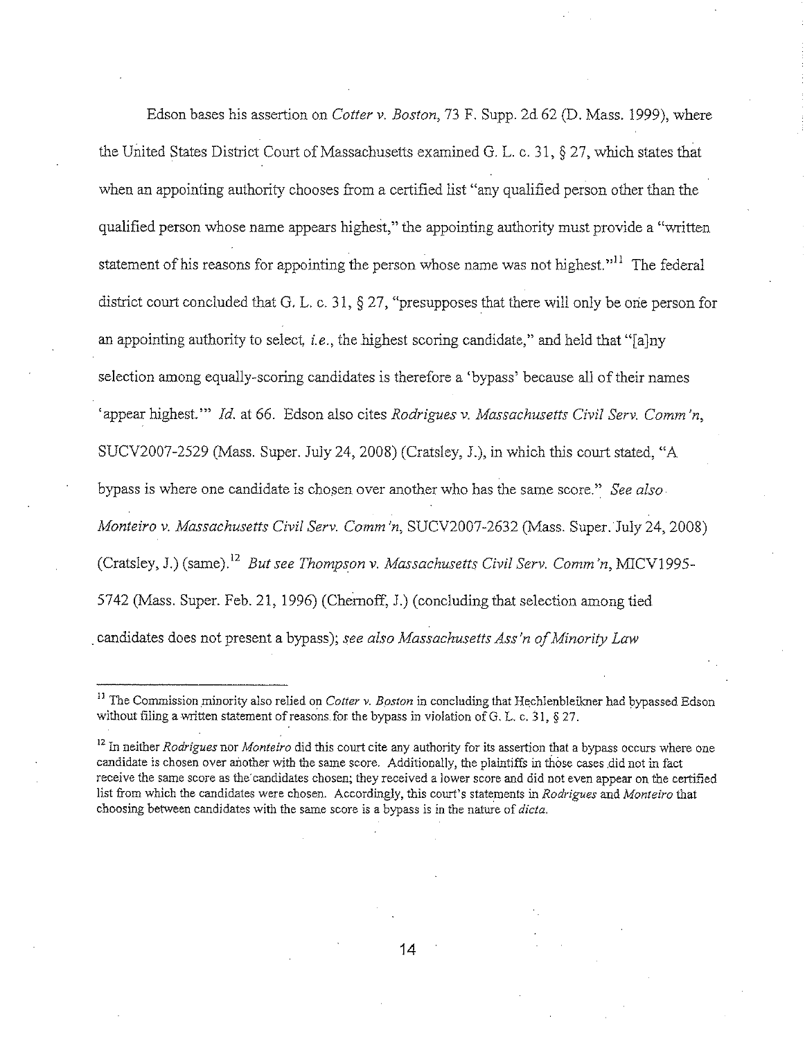Edson bases his assertion on *Cotter v. Boston*, 73 F. Supp. 2d 62 (D. Mass. 1999), where the United States District Court of Massachusetts examined G. L. c. 31, § 27, which states that when an appointing authority chooses from a certified list "any qualified person other than the qualified person whose name appears highest," the appointing authority must provide a "written statement of his reasons for appointing the person whose name was not highest."[11] The federal district court concluded that G. L. c. 31, § 27, "presupposes that there will only be one person for an appointing authority to select, *i.e.*, the highest scoring candidate," and held that "[a]ny selection among equally-scoring candidates is therefore a 'bypass' because all of their names 'appear highest.'" *Id.* at 66. Edson also cites *Rodrigues v. Massachusetts Civil Serv. Comm'n*, SUCV2007-2529 (Mass. Super. July 24, 2008) (Cratsley, J.), in which this court stated, "A bypass is where one candidate is chosen over another who has the same score." *See also Monteiro v. Massachusetts Civil Serv. Comm'n*, SUCV2007-2632 (Mass. Super. July 24, 2008) (Cratsley, J.) (same).[12] *But see Thompson v. Massachusetts Civil Serv. Comm'n*, MICV1995-5742 (Mass. Super. Feb. 21, 1996) (Chernoff, J.) (concluding that selection among tied candidates does not present a bypass); *see also Massachusetts Ass'n of Minority Law*

---

[11] The Commission minority also relied on *Cotter v. Boston* in concluding that Hechlenbleikner had bypassed Edson without filing a written statement of reasons for the bypass in violation of G. L. c. 31, § 27.

[12] In neither *Rodrigues* nor *Monteiro* did this court cite any authority for its assertion that a bypass occurs where one candidate is chosen over another with the same score. Additionally, the plaintiffs in those cases did not in fact receive the same score as the candidates chosen; they received a lower score and did not even appear on the certified list from which the candidates were chosen. Accordingly, this court's statements in *Rodrigues* and *Monteiro* that choosing between candidates with the same score is a bypass is in the nature of *dicta*.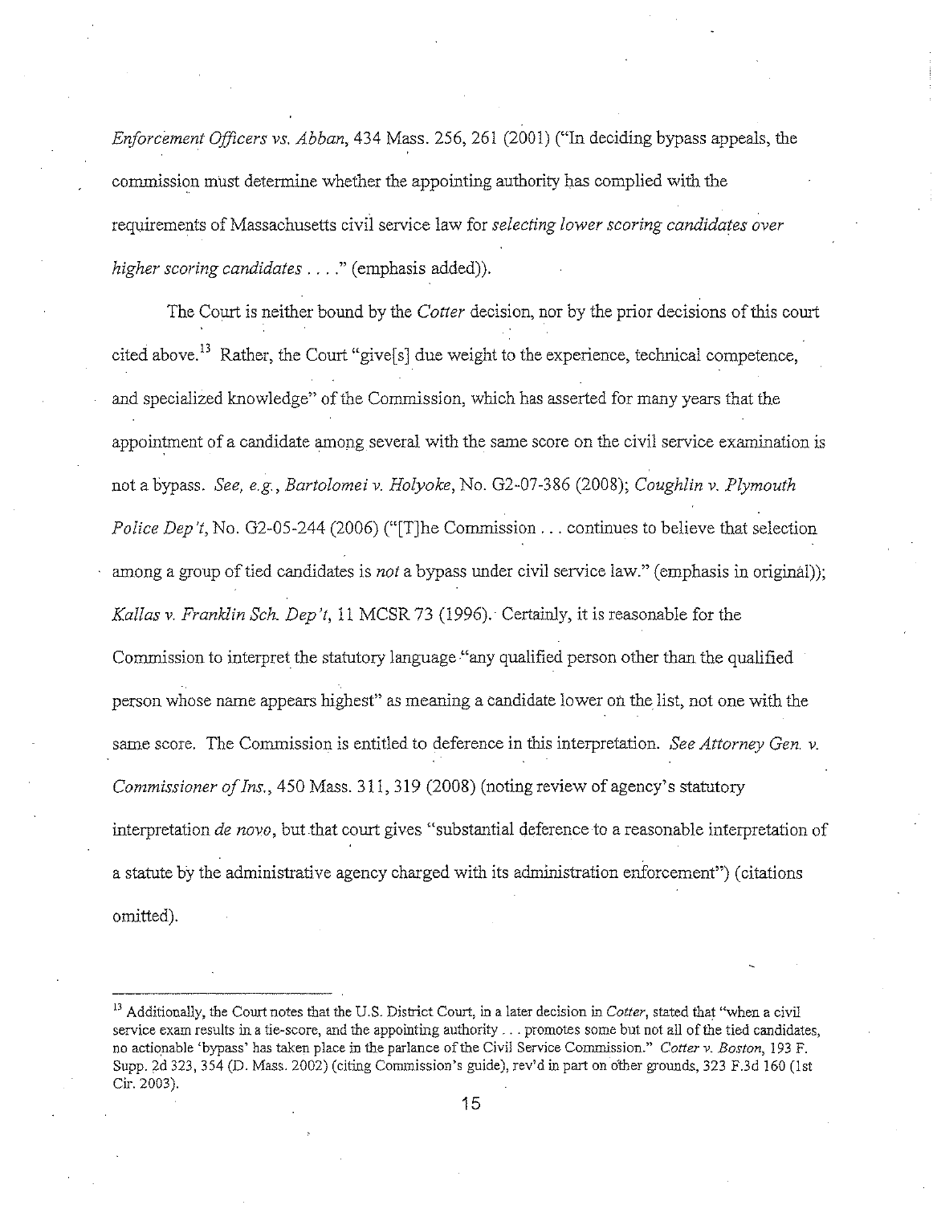*Enforcement Officers vs. Abban*, 434 Mass. 256, 261 (2001) ("In deciding bypass appeals, the commission must determine whether the appointing authority has complied with the requirements of Massachusetts civil service law for *selecting lower scoring candidates over higher scoring candidates* . . . ." (emphasis added)).

The Court is neither bound by the *Cotter* decision, nor by the prior decisions of this court cited above.[13] Rather, the Court "give[s] due weight to the experience, technical competence, and specialized knowledge" of the Commission, which has asserted for many years that the appointment of a candidate among several with the same score on the civil service examination is not a bypass. *See, e.g., Bartolomei v. Holyoke*, No. G2-07-386 (2008); *Coughlin v. Plymouth Police Dep't*, No. G2-05-244 (2006) ("[T]he Commission . . . continues to believe that selection among a group of tied candidates is *not* a bypass under civil service law." (emphasis in original)); *Kallas v. Franklin Sch. Dep't*, 11 MCSR 73 (1996). Certainly, it is reasonable for the Commission to interpret the statutory language "any qualified person other than the qualified person whose name appears highest" as meaning a candidate lower on the list, not one with the same score. The Commission is entitled to deference in this interpretation. *See Attorney Gen. v. Commissioner of Ins.*, 450 Mass. 311, 319 (2008) (noting review of agency's statutory interpretation *de novo*, but that court gives "substantial deference to a reasonable interpretation of a statute by the administrative agency charged with its administration enforcement") (citations omitted).

---

[13] Additionally, the Court notes that the U.S. District Court, in a later decision in *Cotter*, stated that "when a civil service exam results in a tie-score, and the appointing authority . . . promotes some but not all of the tied candidates, no actionable 'bypass' has taken place in the parlance of the Civil Service Commission." *Cotter v. Boston*, 193 F. Supp. 2d 323, 354 (D. Mass. 2002) (citing Commission's guide), rev'd in part on other grounds, 323 F.3d 160 (1st Cir. 2003).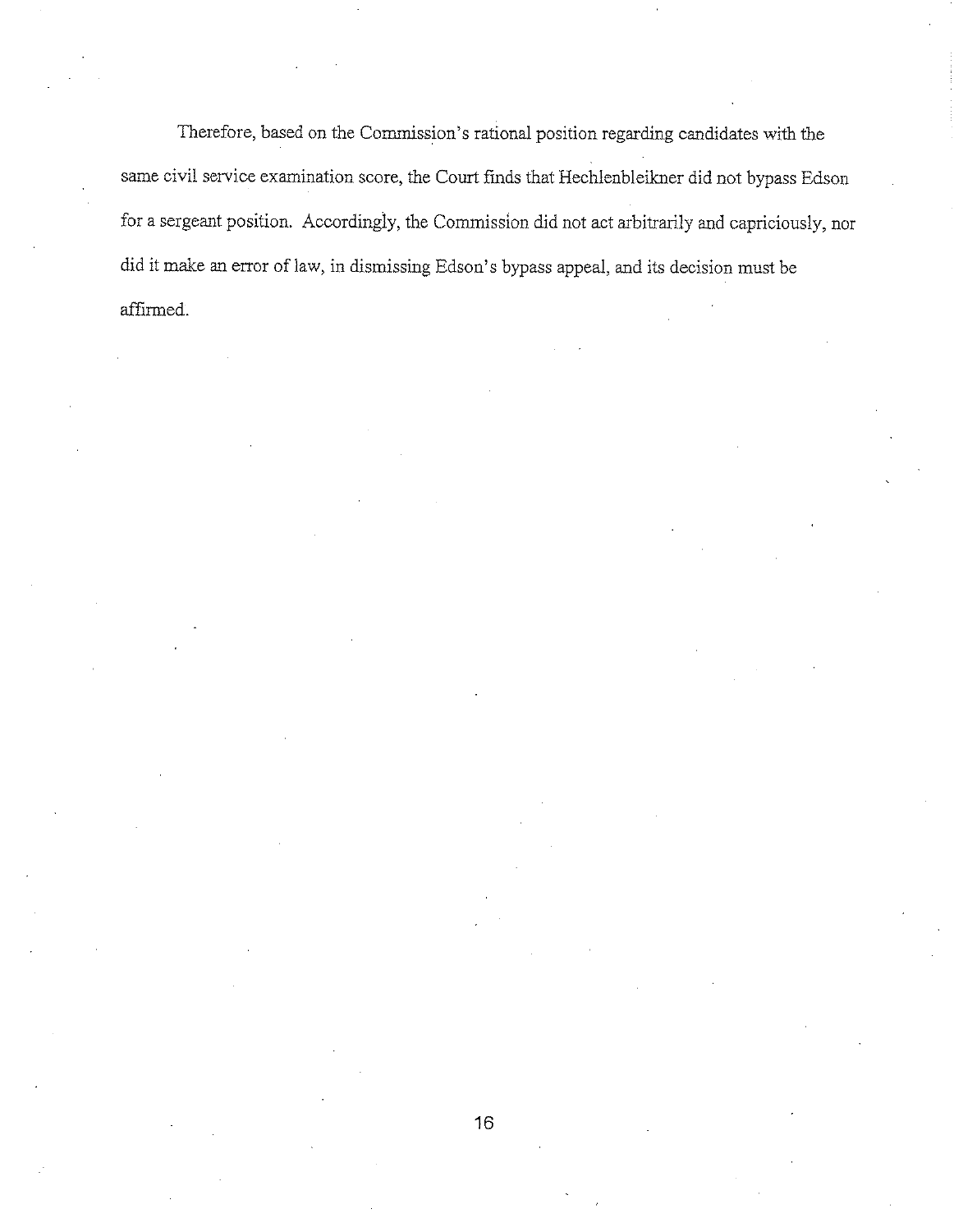Therefore, based on the Commission's rational position regarding candidates with the same civil service examination score, the Court finds that Hechlenbleikner did not bypass Edson for a sergeant position. Accordingly, the Commission did not act arbitrarily and capriciously, nor did it make an error of law, in dismissing Edson's bypass appeal, and its decision must be affirmed.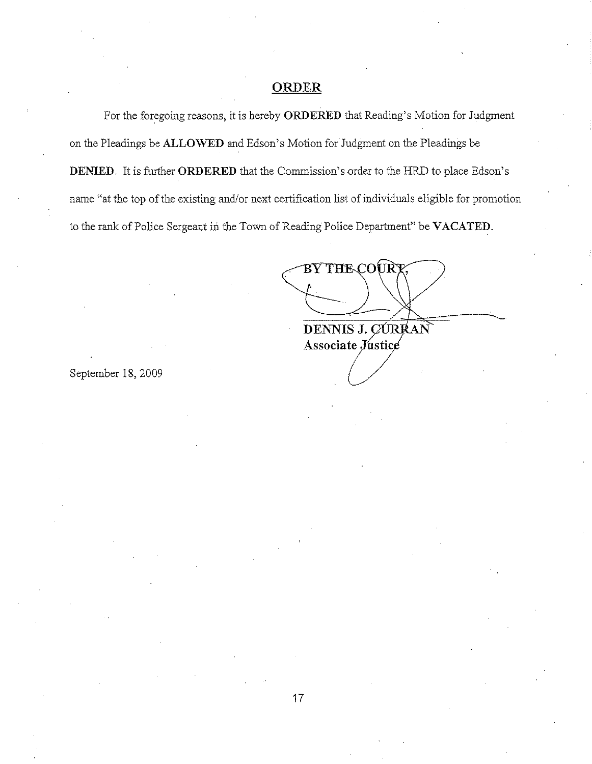## ORDER

For the foregoing reasons, it is hereby **ORDERED** that Reading's Motion for Judgment on the Pleadings be **ALLOWED** and Edson's Motion for Judgment on the Pleadings be **DENIED**. It is further **ORDERED** that the Commission's order to the HRD to place Edson's name "at the top of the existing and/or next certification list of individuals eligible for promotion to the rank of Police Sergeant in the Town of Reading Police Department" be **VACATED**.

**BY THE COURT,**

**DENNIS J. CURRAN**
**Associate Justice**

September 18, 2009